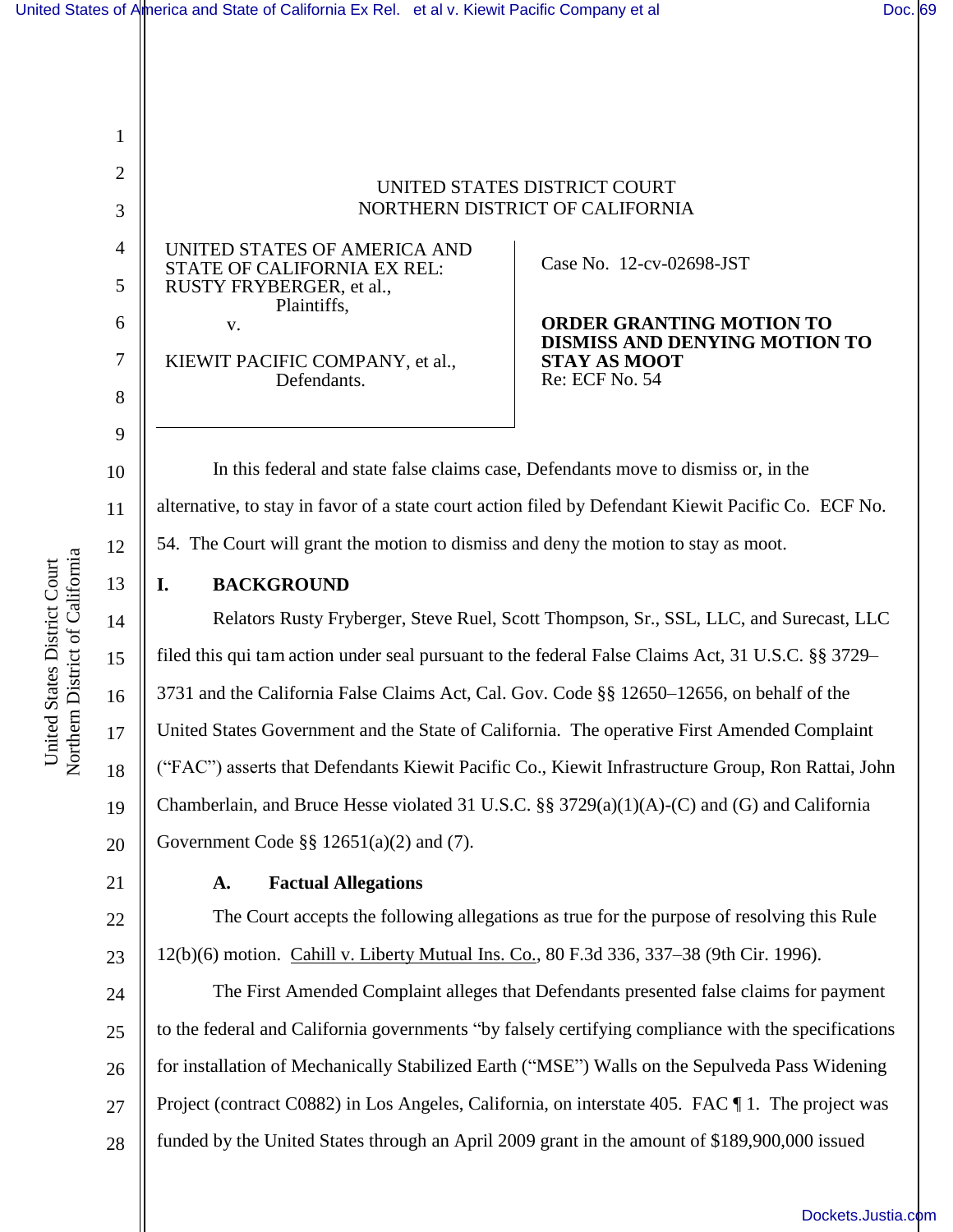UNITED STATES DISTRICT COURT
NORTHERN DISTRICT OF CALIFORNIA

UNITED STATES OF AMERICA AND STATE OF CALIFORNIA EX REL: RUSTY FRYBERGER, et al.,
Plaintiffs,

v.

KIEWIT PACIFIC COMPANY, et al.,
Defendants.

Case No. 12-cv-02698-JST

**ORDER GRANTING MOTION TO DISMISS AND DENYING MOTION TO STAY AS MOOT**
Re: ECF No. 54

In this federal and state false claims case, Defendants move to dismiss or, in the alternative, to stay in favor of a state court action filed by Defendant Kiewit Pacific Co. ECF No. 54. The Court will grant the motion to dismiss and deny the motion to stay as moot.

## I. BACKGROUND

Relators Rusty Fryberger, Steve Ruel, Scott Thompson, Sr., SSL, LLC, and Surecast, LLC filed this qui tam action under seal pursuant to the federal False Claims Act, 31 U.S.C. §§ 3729–3731 and the California False Claims Act, Cal. Gov. Code §§ 12650–12656, on behalf of the United States Government and the State of California. The operative First Amended Complaint ("FAC") asserts that Defendants Kiewit Pacific Co., Kiewit Infrastructure Group, Ron Rattai, John Chamberlain, and Bruce Hesse violated 31 U.S.C. §§ 3729(a)(1)(A)-(C) and (G) and California Government Code §§ 12651(a)(2) and (7).

### A. Factual Allegations

The Court accepts the following allegations as true for the purpose of resolving this Rule 12(b)(6) motion. Cahill v. Liberty Mutual Ins. Co., 80 F.3d 336, 337–38 (9th Cir. 1996).

The First Amended Complaint alleges that Defendants presented false claims for payment to the federal and California governments "by falsely certifying compliance with the specifications for installation of Mechanically Stabilized Earth ("MSE") Walls on the Sepulveda Pass Widening Project (contract C0882) in Los Angeles, California, on interstate 405. FAC ¶ 1. The project was funded by the United States through an April 2009 grant in the amount of $189,900,000 issued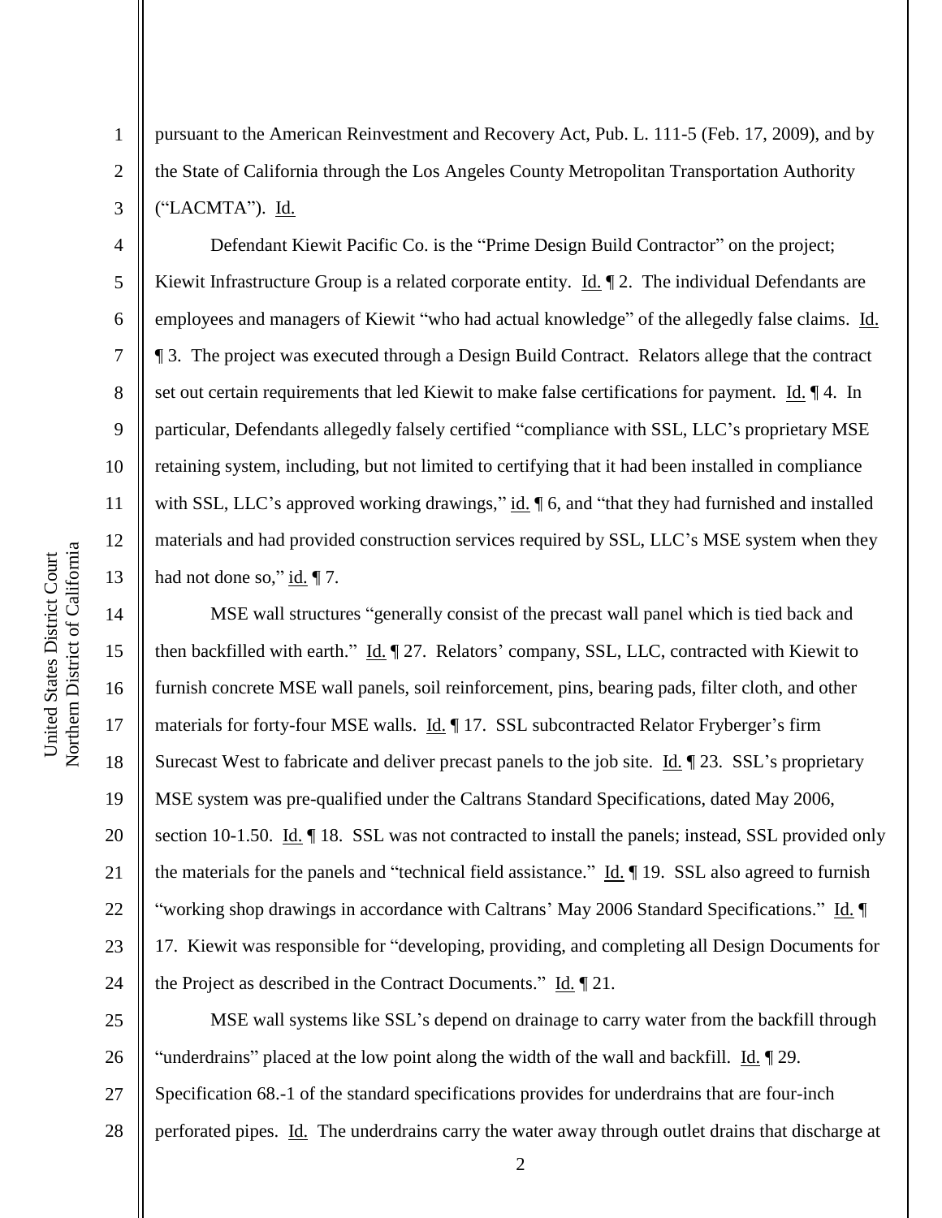pursuant to the American Reinvestment and Recovery Act, Pub. L. 111-5 (Feb. 17, 2009), and by the State of California through the Los Angeles County Metropolitan Transportation Authority ("LACMTA"). Id.

Defendant Kiewit Pacific Co. is the "Prime Design Build Contractor" on the project; Kiewit Infrastructure Group is a related corporate entity. Id. ¶ 2. The individual Defendants are employees and managers of Kiewit "who had actual knowledge" of the allegedly false claims. Id. ¶ 3. The project was executed through a Design Build Contract. Relators allege that the contract set out certain requirements that led Kiewit to make false certifications for payment. Id. ¶ 4. In particular, Defendants allegedly falsely certified "compliance with SSL, LLC's proprietary MSE retaining system, including, but not limited to certifying that it had been installed in compliance with SSL, LLC's approved working drawings," id. ¶ 6, and "that they had furnished and installed materials and had provided construction services required by SSL, LLC's MSE system when they had not done so," id. ¶ 7.

MSE wall structures "generally consist of the precast wall panel which is tied back and then backfilled with earth." Id. ¶ 27. Relators' company, SSL, LLC, contracted with Kiewit to furnish concrete MSE wall panels, soil reinforcement, pins, bearing pads, filter cloth, and other materials for forty-four MSE walls. Id. ¶ 17. SSL subcontracted Relator Fryberger's firm Surecast West to fabricate and deliver precast panels to the job site. Id. ¶ 23. SSL's proprietary MSE system was pre-qualified under the Caltrans Standard Specifications, dated May 2006, section 10-1.50. Id. ¶ 18. SSL was not contracted to install the panels; instead, SSL provided only the materials for the panels and "technical field assistance." Id. ¶ 19. SSL also agreed to furnish "working shop drawings in accordance with Caltrans' May 2006 Standard Specifications." Id. ¶ 17. Kiewit was responsible for "developing, providing, and completing all Design Documents for the Project as described in the Contract Documents." Id. ¶ 21.

MSE wall systems like SSL's depend on drainage to carry water from the backfill through "underdrains" placed at the low point along the width of the wall and backfill. Id. ¶ 29. Specification 68.-1 of the standard specifications provides for underdrains that are four-inch perforated pipes. Id. The underdrains carry the water away through outlet drains that discharge at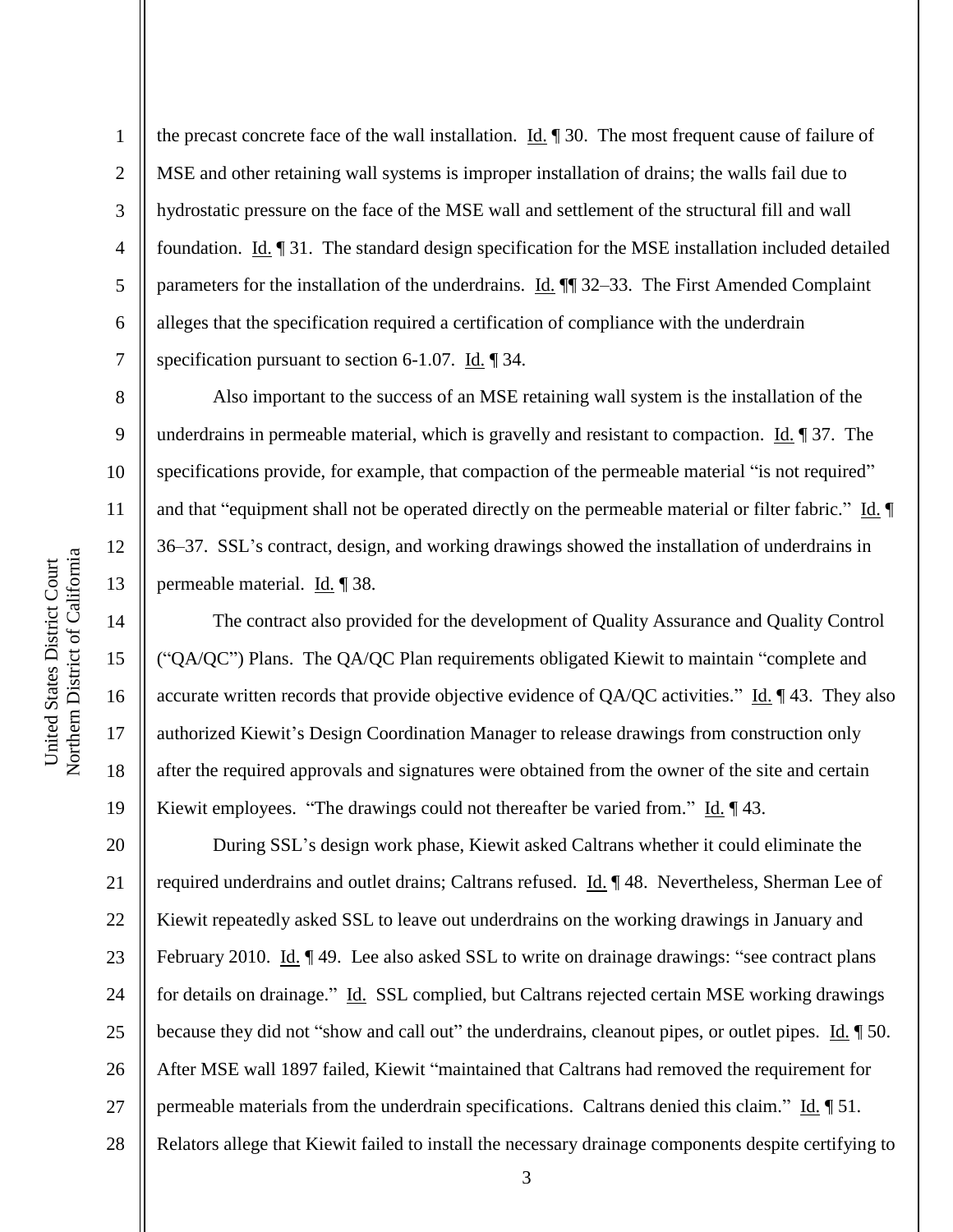the precast concrete face of the wall installation. Id. ¶ 30. The most frequent cause of failure of MSE and other retaining wall systems is improper installation of drains; the walls fail due to hydrostatic pressure on the face of the MSE wall and settlement of the structural fill and wall foundation. Id. ¶ 31. The standard design specification for the MSE installation included detailed parameters for the installation of the underdrains. Id. ¶¶ 32–33. The First Amended Complaint alleges that the specification required a certification of compliance with the underdrain specification pursuant to section 6-1.07. Id. ¶ 34.

Also important to the success of an MSE retaining wall system is the installation of the underdrains in permeable material, which is gravelly and resistant to compaction. Id. ¶ 37. The specifications provide, for example, that compaction of the permeable material "is not required" and that "equipment shall not be operated directly on the permeable material or filter fabric." Id. ¶ 36–37. SSL's contract, design, and working drawings showed the installation of underdrains in permeable material. Id. ¶ 38.

The contract also provided for the development of Quality Assurance and Quality Control ("QA/QC") Plans. The QA/QC Plan requirements obligated Kiewit to maintain "complete and accurate written records that provide objective evidence of QA/QC activities." Id. ¶ 43. They also authorized Kiewit's Design Coordination Manager to release drawings from construction only after the required approvals and signatures were obtained from the owner of the site and certain Kiewit employees. "The drawings could not thereafter be varied from." Id. ¶ 43.

During SSL's design work phase, Kiewit asked Caltrans whether it could eliminate the required underdrains and outlet drains; Caltrans refused. Id. ¶ 48. Nevertheless, Sherman Lee of Kiewit repeatedly asked SSL to leave out underdrains on the working drawings in January and February 2010. Id. ¶ 49. Lee also asked SSL to write on drainage drawings: "see contract plans for details on drainage." Id. SSL complied, but Caltrans rejected certain MSE working drawings because they did not "show and call out" the underdrains, cleanout pipes, or outlet pipes. Id. ¶ 50. After MSE wall 1897 failed, Kiewit "maintained that Caltrans had removed the requirement for permeable materials from the underdrain specifications. Caltrans denied this claim." Id. ¶ 51. Relators allege that Kiewit failed to install the necessary drainage components despite certifying to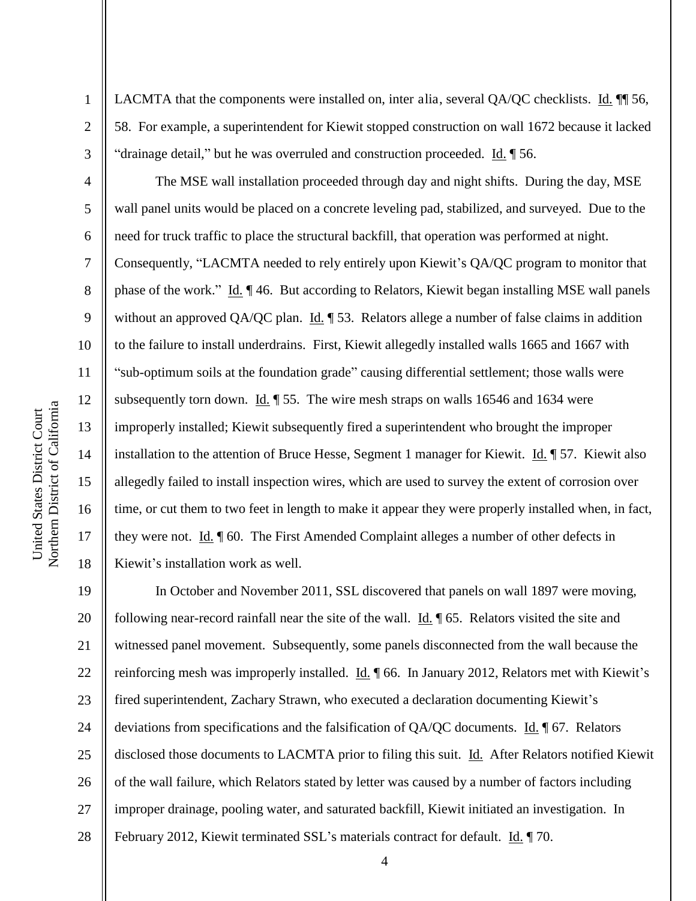LACMTA that the components were installed on, inter alia, several QA/QC checklists. Id. ¶¶ 56, 58. For example, a superintendent for Kiewit stopped construction on wall 1672 because it lacked "drainage detail," but he was overruled and construction proceeded. Id. ¶ 56.

The MSE wall installation proceeded through day and night shifts. During the day, MSE wall panel units would be placed on a concrete leveling pad, stabilized, and surveyed. Due to the need for truck traffic to place the structural backfill, that operation was performed at night. Consequently, "LACMTA needed to rely entirely upon Kiewit's QA/QC program to monitor that phase of the work." Id. ¶ 46. But according to Relators, Kiewit began installing MSE wall panels without an approved QA/QC plan. Id. ¶ 53. Relators allege a number of false claims in addition to the failure to install underdrains. First, Kiewit allegedly installed walls 1665 and 1667 with "sub-optimum soils at the foundation grade" causing differential settlement; those walls were subsequently torn down. Id. ¶ 55. The wire mesh straps on walls 16546 and 1634 were improperly installed; Kiewit subsequently fired a superintendent who brought the improper installation to the attention of Bruce Hesse, Segment 1 manager for Kiewit. Id. ¶ 57. Kiewit also allegedly failed to install inspection wires, which are used to survey the extent of corrosion over time, or cut them to two feet in length to make it appear they were properly installed when, in fact, they were not. Id. ¶ 60. The First Amended Complaint alleges a number of other defects in Kiewit's installation work as well.

In October and November 2011, SSL discovered that panels on wall 1897 were moving, following near-record rainfall near the site of the wall. Id. ¶ 65. Relators visited the site and witnessed panel movement. Subsequently, some panels disconnected from the wall because the reinforcing mesh was improperly installed. Id. ¶ 66. In January 2012, Relators met with Kiewit's fired superintendent, Zachary Strawn, who executed a declaration documenting Kiewit's deviations from specifications and the falsification of QA/QC documents. Id. ¶ 67. Relators disclosed those documents to LACMTA prior to filing this suit. Id. After Relators notified Kiewit of the wall failure, which Relators stated by letter was caused by a number of factors including improper drainage, pooling water, and saturated backfill, Kiewit initiated an investigation. In February 2012, Kiewit terminated SSL's materials contract for default. Id. ¶ 70.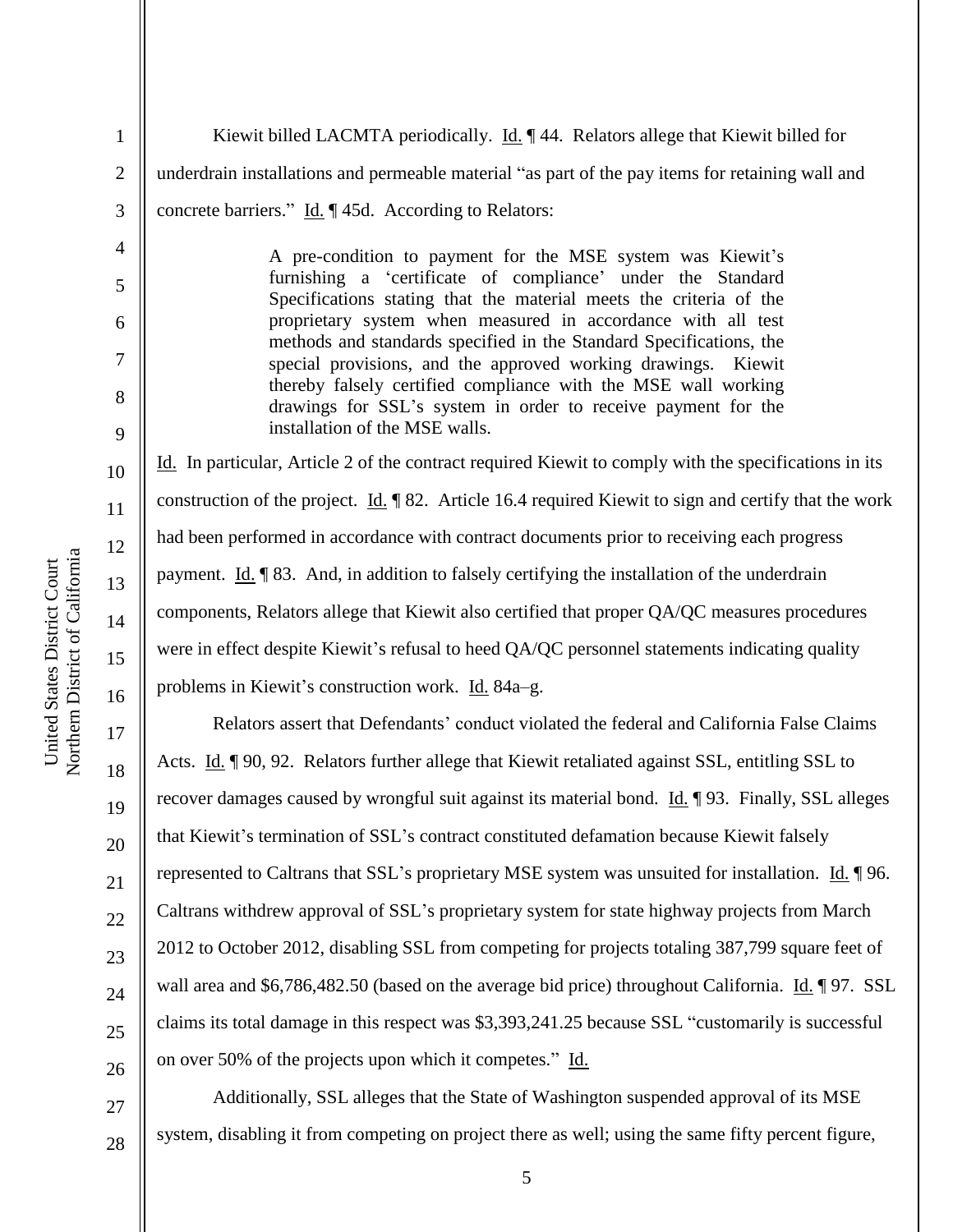Kiewit billed LACMTA periodically. Id. ¶ 44. Relators allege that Kiewit billed for underdrain installations and permeable material "as part of the pay items for retaining wall and concrete barriers." Id. ¶ 45d. According to Relators:

> A pre-condition to payment for the MSE system was Kiewit's furnishing a 'certificate of compliance' under the Standard Specifications stating that the material meets the criteria of the proprietary system when measured in accordance with all test methods and standards specified in the Standard Specifications, the special provisions, and the approved working drawings. Kiewit thereby falsely certified compliance with the MSE wall working drawings for SSL's system in order to receive payment for the installation of the MSE walls.

Id. In particular, Article 2 of the contract required Kiewit to comply with the specifications in its construction of the project. Id. ¶ 82. Article 16.4 required Kiewit to sign and certify that the work had been performed in accordance with contract documents prior to receiving each progress payment. Id. ¶ 83. And, in addition to falsely certifying the installation of the underdrain components, Relators allege that Kiewit also certified that proper QA/QC measures procedures were in effect despite Kiewit's refusal to heed QA/QC personnel statements indicating quality problems in Kiewit's construction work. Id. 84a–g.

Relators assert that Defendants' conduct violated the federal and California False Claims Acts. Id. ¶ 90, 92. Relators further allege that Kiewit retaliated against SSL, entitling SSL to recover damages caused by wrongful suit against its material bond. Id. ¶ 93. Finally, SSL alleges that Kiewit's termination of SSL's contract constituted defamation because Kiewit falsely represented to Caltrans that SSL's proprietary MSE system was unsuited for installation. Id. ¶ 96. Caltrans withdrew approval of SSL's proprietary system for state highway projects from March 2012 to October 2012, disabling SSL from competing for projects totaling 387,799 square feet of wall area and $6,786,482.50 (based on the average bid price) throughout California. Id. ¶ 97. SSL claims its total damage in this respect was $3,393,241.25 because SSL "customarily is successful on over 50% of the projects upon which it competes." Id.

Additionally, SSL alleges that the State of Washington suspended approval of its MSE system, disabling it from competing on project there as well; using the same fifty percent figure,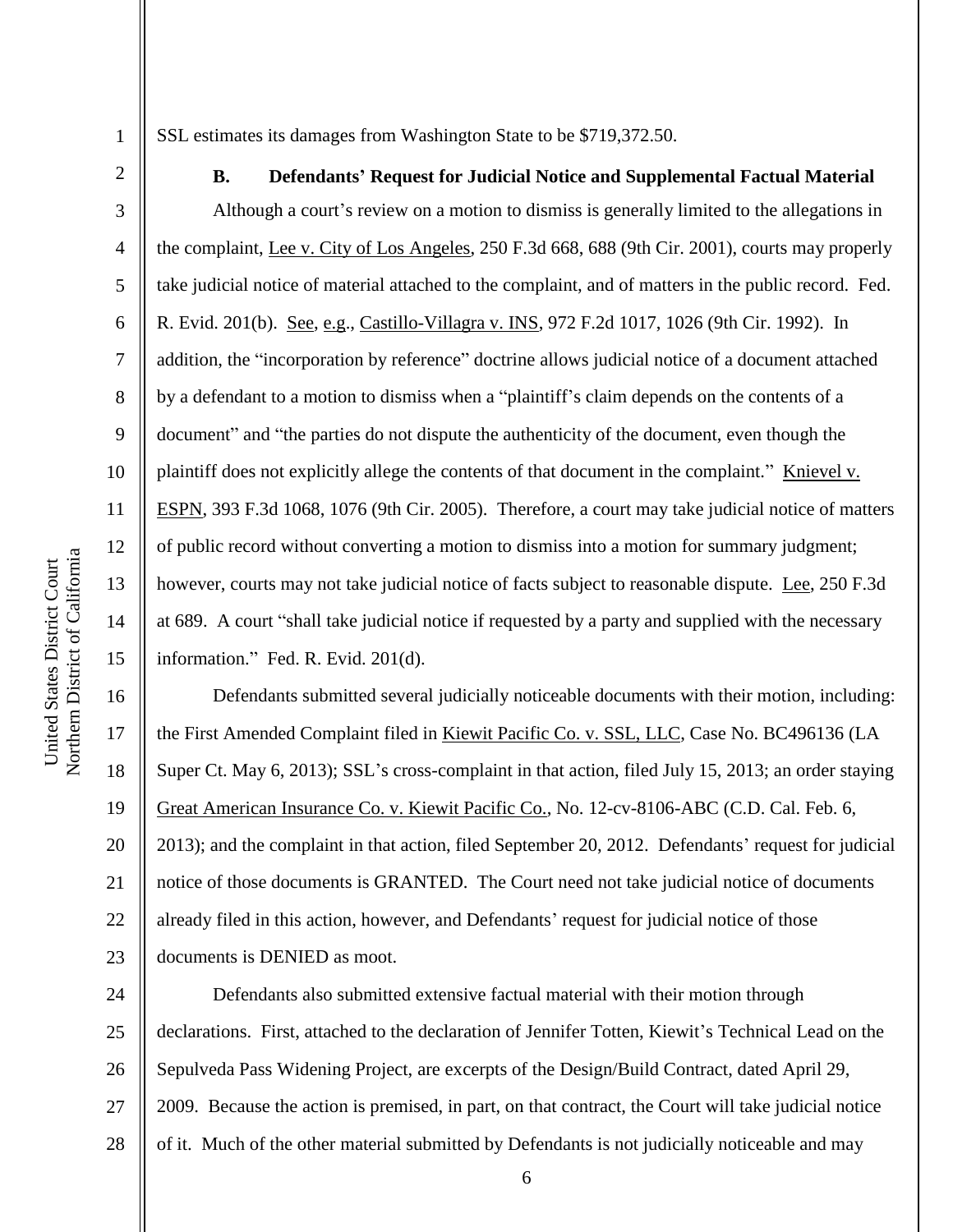SSL estimates its damages from Washington State to be $719,372.50.

### B. Defendants' Request for Judicial Notice and Supplemental Factual Material

Although a court's review on a motion to dismiss is generally limited to the allegations in the complaint, Lee v. City of Los Angeles, 250 F.3d 668, 688 (9th Cir. 2001), courts may properly take judicial notice of material attached to the complaint, and of matters in the public record. Fed. R. Evid. 201(b). See, e.g., Castillo-Villagra v. INS, 972 F.2d 1017, 1026 (9th Cir. 1992). In addition, the "incorporation by reference" doctrine allows judicial notice of a document attached by a defendant to a motion to dismiss when a "plaintiff's claim depends on the contents of a document" and "the parties do not dispute the authenticity of the document, even though the plaintiff does not explicitly allege the contents of that document in the complaint." Knievel v. ESPN, 393 F.3d 1068, 1076 (9th Cir. 2005). Therefore, a court may take judicial notice of matters of public record without converting a motion to dismiss into a motion for summary judgment; however, courts may not take judicial notice of facts subject to reasonable dispute. Lee, 250 F.3d at 689. A court "shall take judicial notice if requested by a party and supplied with the necessary information." Fed. R. Evid. 201(d).

Defendants submitted several judicially noticeable documents with their motion, including: the First Amended Complaint filed in Kiewit Pacific Co. v. SSL, LLC, Case No. BC496136 (LA Super Ct. May 6, 2013); SSL's cross-complaint in that action, filed July 15, 2013; an order staying Great American Insurance Co. v. Kiewit Pacific Co., No. 12-cv-8106-ABC (C.D. Cal. Feb. 6, 2013); and the complaint in that action, filed September 20, 2012. Defendants' request for judicial notice of those documents is GRANTED. The Court need not take judicial notice of documents already filed in this action, however, and Defendants' request for judicial notice of those documents is DENIED as moot.

Defendants also submitted extensive factual material with their motion through declarations. First, attached to the declaration of Jennifer Totten, Kiewit's Technical Lead on the Sepulveda Pass Widening Project, are excerpts of the Design/Build Contract, dated April 29, 2009. Because the action is premised, in part, on that contract, the Court will take judicial notice of it. Much of the other material submitted by Defendants is not judicially noticeable and may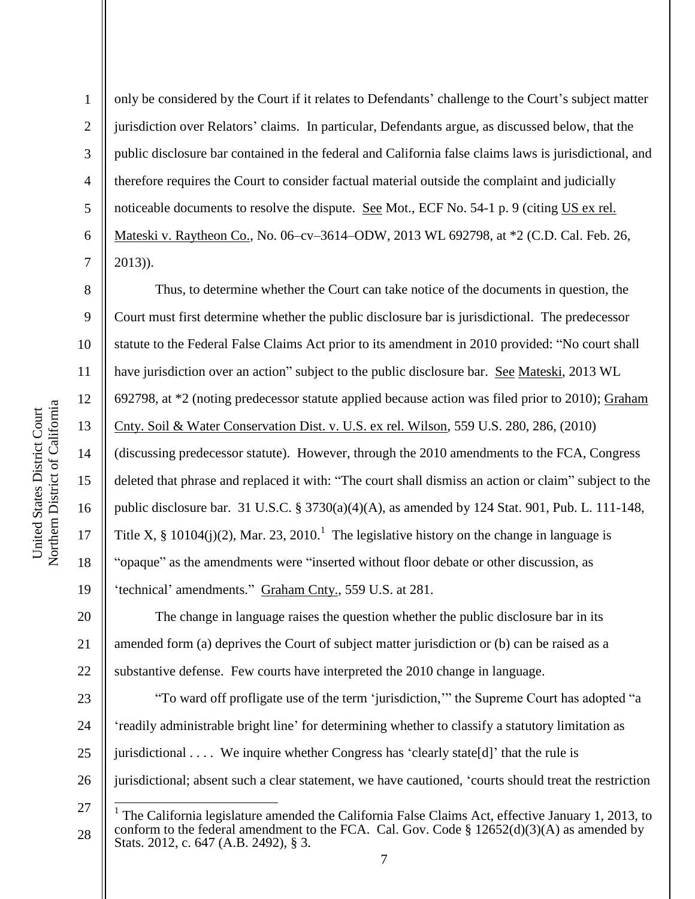only be considered by the Court if it relates to Defendants' challenge to the Court's subject matter jurisdiction over Relators' claims. In particular, Defendants argue, as discussed below, that the public disclosure bar contained in the federal and California false claims laws is jurisdictional, and therefore requires the Court to consider factual material outside the complaint and judicially noticeable documents to resolve the dispute. See Mot., ECF No. 54-1 p. 9 (citing US ex rel. Mateski v. Raytheon Co., No. 06–cv–3614–ODW, 2013 WL 692798, at *2 (C.D. Cal. Feb. 26, 2013)).

Thus, to determine whether the Court can take notice of the documents in question, the Court must first determine whether the public disclosure bar is jurisdictional. The predecessor statute to the Federal False Claims Act prior to its amendment in 2010 provided: "No court shall have jurisdiction over an action" subject to the public disclosure bar. See Mateski, 2013 WL 692798, at *2 (noting predecessor statute applied because action was filed prior to 2010); Graham Cnty. Soil & Water Conservation Dist. v. U.S. ex rel. Wilson, 559 U.S. 280, 286, (2010) (discussing predecessor statute). However, through the 2010 amendments to the FCA, Congress deleted that phrase and replaced it with: "The court shall dismiss an action or claim" subject to the public disclosure bar. 31 U.S.C. § 3730(a)(4)(A), as amended by 124 Stat. 901, Pub. L. 111-148, Title X, § 10104(j)(2), Mar. 23, 2010.[1] The legislative history on the change in language is "opaque" as the amendments were "inserted without floor debate or other discussion, as 'technical' amendments." Graham Cnty., 559 U.S. at 281.

The change in language raises the question whether the public disclosure bar in its amended form (a) deprives the Court of subject matter jurisdiction or (b) can be raised as a substantive defense. Few courts have interpreted the 2010 change in language.

"To ward off profligate use of the term 'jurisdiction,'" the Supreme Court has adopted "a 'readily administrable bright line' for determining whether to classify a statutory limitation as jurisdictional . . . . We inquire whether Congress has 'clearly state[d]' that the rule is jurisdictional; absent such a clear statement, we have cautioned, 'courts should treat the restriction

[1] The California legislature amended the California False Claims Act, effective January 1, 2013, to conform to the federal amendment to the FCA. Cal. Gov. Code § 12652(d)(3)(A) as amended by Stats. 2012, c. 647 (A.B. 2492), § 3.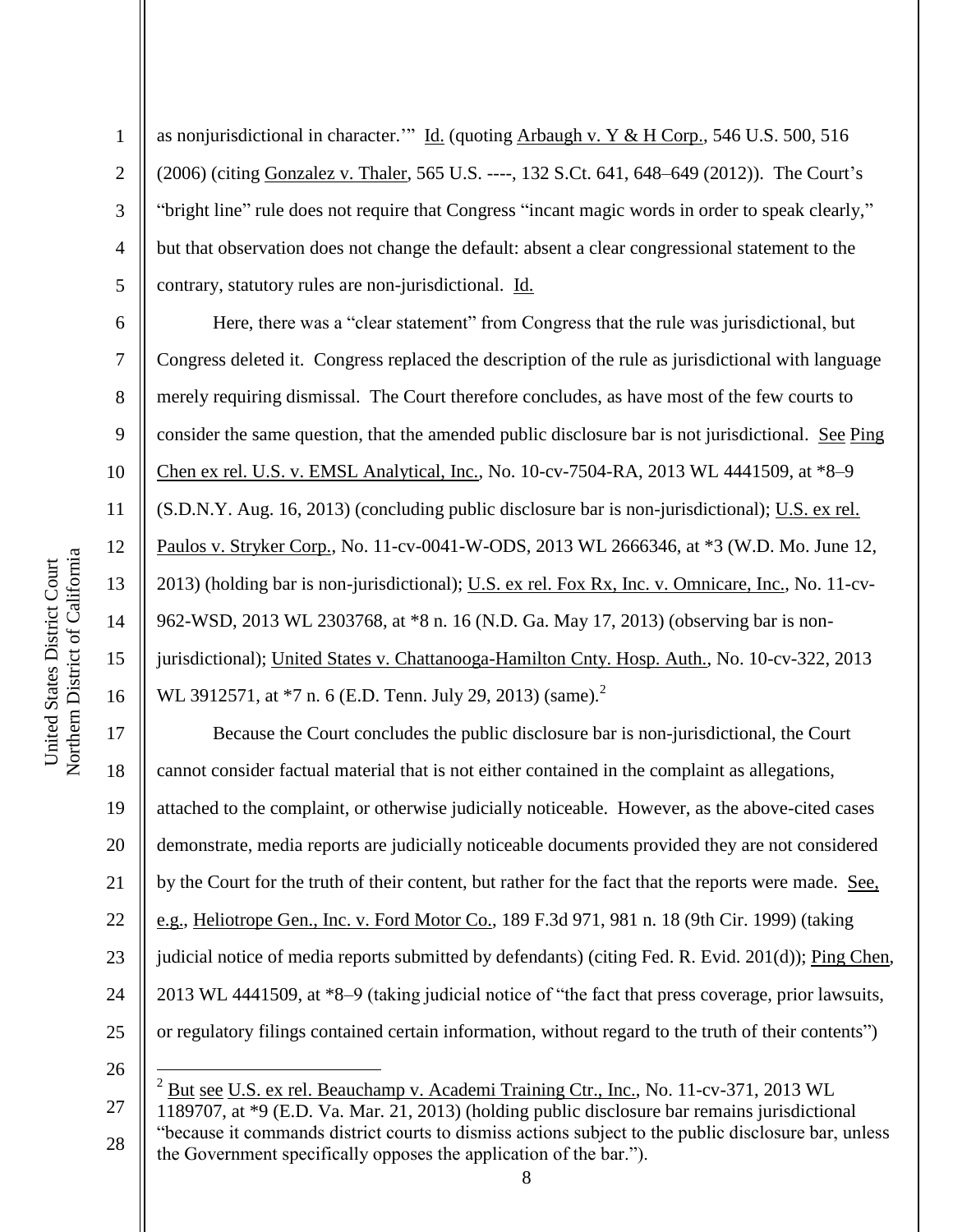as nonjurisdictional in character.'" Id. (quoting Arbaugh v. Y & H Corp., 546 U.S. 500, 516 (2006) (citing Gonzalez v. Thaler, 565 U.S. ----, 132 S.Ct. 641, 648–649 (2012)). The Court's "bright line" rule does not require that Congress "incant magic words in order to speak clearly," but that observation does not change the default: absent a clear congressional statement to the contrary, statutory rules are non-jurisdictional. Id.

Here, there was a "clear statement" from Congress that the rule was jurisdictional, but Congress deleted it. Congress replaced the description of the rule as jurisdictional with language merely requiring dismissal. The Court therefore concludes, as have most of the few courts to consider the same question, that the amended public disclosure bar is not jurisdictional. See Ping Chen ex rel. U.S. v. EMSL Analytical, Inc., No. 10-cv-7504-RA, 2013 WL 4441509, at *8–9 (S.D.N.Y. Aug. 16, 2013) (concluding public disclosure bar is non-jurisdictional); U.S. ex rel. Paulos v. Stryker Corp., No. 11-cv-0041-W-ODS, 2013 WL 2666346, at *3 (W.D. Mo. June 12, 2013) (holding bar is non-jurisdictional); U.S. ex rel. Fox Rx, Inc. v. Omnicare, Inc., No. 11-cv-962-WSD, 2013 WL 2303768, at *8 n. 16 (N.D. Ga. May 17, 2013) (observing bar is non-jurisdictional); United States v. Chattanooga-Hamilton Cnty. Hosp. Auth., No. 10-cv-322, 2013 WL 3912571, at *7 n. 6 (E.D. Tenn. July 29, 2013) (same).[2]

Because the Court concludes the public disclosure bar is non-jurisdictional, the Court cannot consider factual material that is not either contained in the complaint as allegations, attached to the complaint, or otherwise judicially noticeable. However, as the above-cited cases demonstrate, media reports are judicially noticeable documents provided they are not considered by the Court for the truth of their content, but rather for the fact that the reports were made. See, e.g., Heliotrope Gen., Inc. v. Ford Motor Co., 189 F.3d 971, 981 n. 18 (9th Cir. 1999) (taking judicial notice of media reports submitted by defendants) (citing Fed. R. Evid. 201(d)); Ping Chen, 2013 WL 4441509, at *8–9 (taking judicial notice of "the fact that press coverage, prior lawsuits, or regulatory filings contained certain information, without regard to the truth of their contents")

---

[2] But see U.S. ex rel. Beauchamp v. Academi Training Ctr., Inc., No. 11-cv-371, 2013 WL 1189707, at *9 (E.D. Va. Mar. 21, 2013) (holding public disclosure bar remains jurisdictional "because it commands district courts to dismiss actions subject to the public disclosure bar, unless the Government specifically opposes the application of the bar.").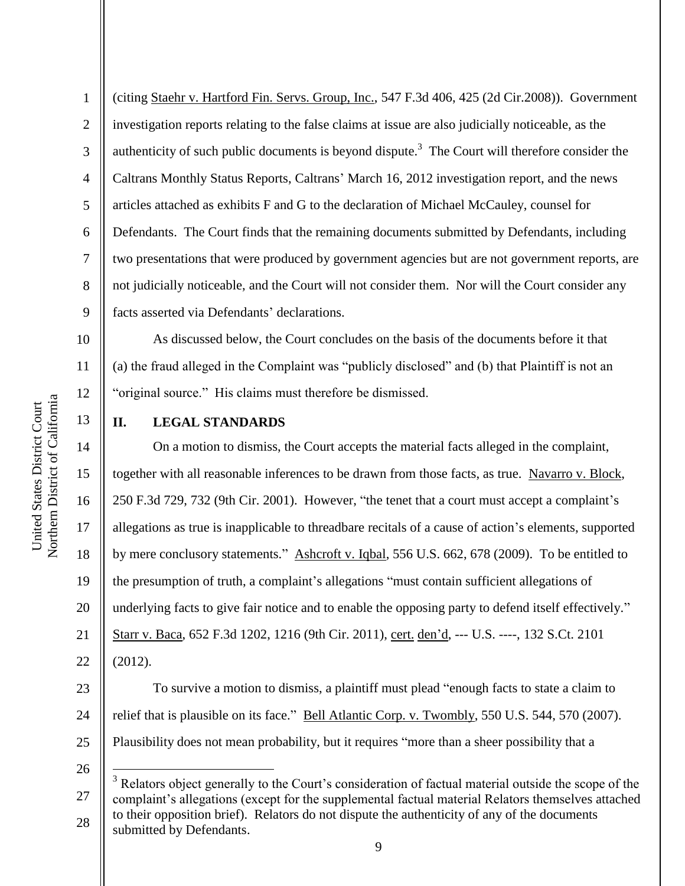(citing Staehr v. Hartford Fin. Servs. Group, Inc., 547 F.3d 406, 425 (2d Cir.2008)). Government investigation reports relating to the false claims at issue are also judicially noticeable, as the authenticity of such public documents is beyond dispute.[3] The Court will therefore consider the Caltrans Monthly Status Reports, Caltrans' March 16, 2012 investigation report, and the news articles attached as exhibits F and G to the declaration of Michael McCauley, counsel for Defendants. The Court finds that the remaining documents submitted by Defendants, including two presentations that were produced by government agencies but are not government reports, are not judicially noticeable, and the Court will not consider them. Nor will the Court consider any facts asserted via Defendants' declarations.

As discussed below, the Court concludes on the basis of the documents before it that (a) the fraud alleged in the Complaint was "publicly disclosed" and (b) that Plaintiff is not an "original source." His claims must therefore be dismissed.

## II. LEGAL STANDARDS

On a motion to dismiss, the Court accepts the material facts alleged in the complaint, together with all reasonable inferences to be drawn from those facts, as true. Navarro v. Block, 250 F.3d 729, 732 (9th Cir. 2001). However, "the tenet that a court must accept a complaint's allegations as true is inapplicable to threadbare recitals of a cause of action's elements, supported by mere conclusory statements." Ashcroft v. Iqbal, 556 U.S. 662, 678 (2009). To be entitled to the presumption of truth, a complaint's allegations "must contain sufficient allegations of underlying facts to give fair notice and to enable the opposing party to defend itself effectively." Starr v. Baca, 652 F.3d 1202, 1216 (9th Cir. 2011), cert. den'd, --- U.S. ----, 132 S.Ct. 2101 (2012).

To survive a motion to dismiss, a plaintiff must plead "enough facts to state a claim to relief that is plausible on its face." Bell Atlantic Corp. v. Twombly, 550 U.S. 544, 570 (2007). Plausibility does not mean probability, but it requires "more than a sheer possibility that a

---

[3] Relators object generally to the Court's consideration of factual material outside the scope of the complaint's allegations (except for the supplemental factual material Relators themselves attached to their opposition brief). Relators do not dispute the authenticity of any of the documents submitted by Defendants.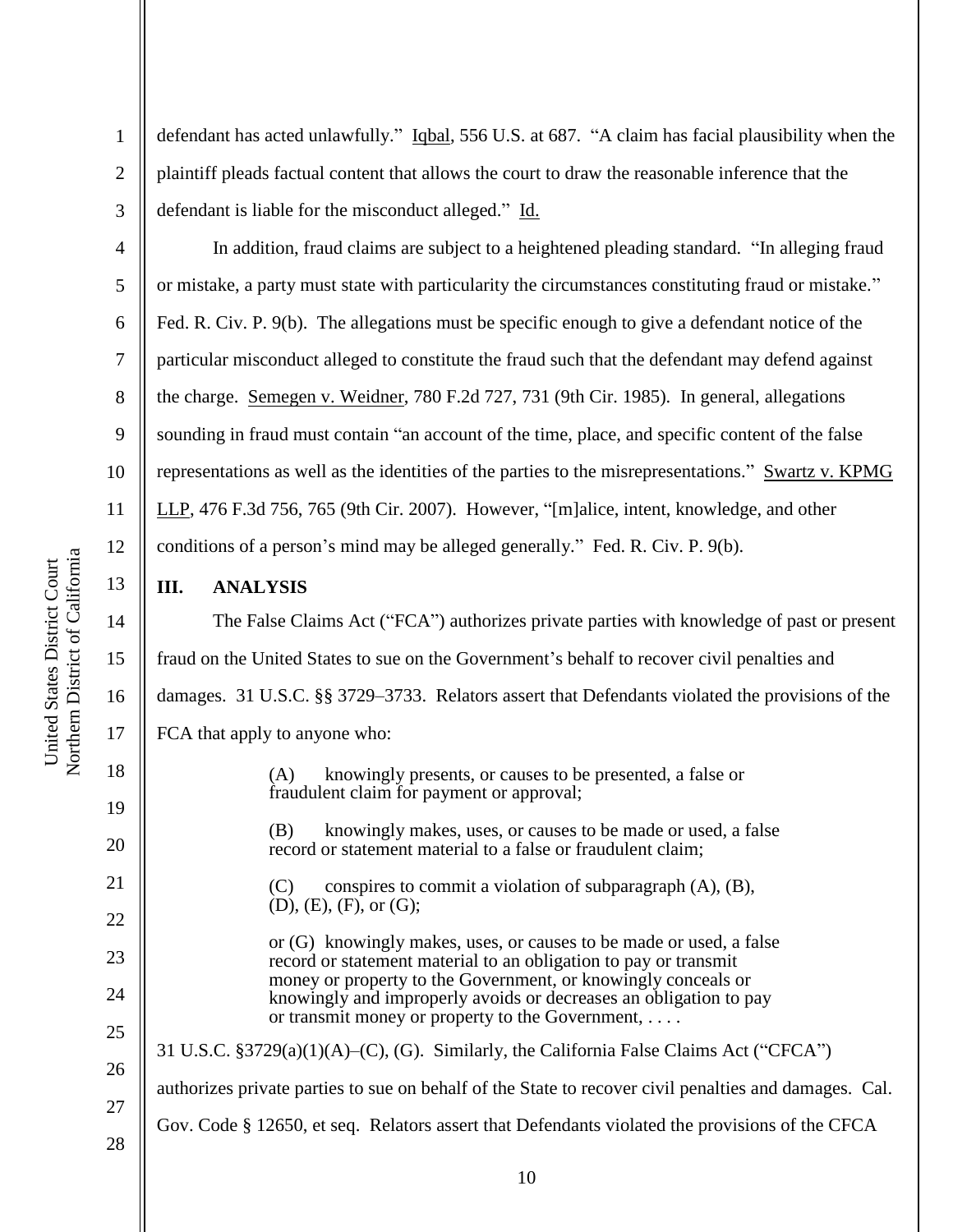defendant has acted unlawfully." Iqbal, 556 U.S. at 687. "A claim has facial plausibility when the plaintiff pleads factual content that allows the court to draw the reasonable inference that the defendant is liable for the misconduct alleged." Id.

In addition, fraud claims are subject to a heightened pleading standard. "In alleging fraud or mistake, a party must state with particularity the circumstances constituting fraud or mistake." Fed. R. Civ. P. 9(b). The allegations must be specific enough to give a defendant notice of the particular misconduct alleged to constitute the fraud such that the defendant may defend against the charge. Semegen v. Weidner, 780 F.2d 727, 731 (9th Cir. 1985). In general, allegations sounding in fraud must contain "an account of the time, place, and specific content of the false representations as well as the identities of the parties to the misrepresentations." Swartz v. KPMG LLP, 476 F.3d 756, 765 (9th Cir. 2007). However, "[m]alice, intent, knowledge, and other conditions of a person's mind may be alleged generally." Fed. R. Civ. P. 9(b).

## III. ANALYSIS

The False Claims Act ("FCA") authorizes private parties with knowledge of past or present fraud on the United States to sue on the Government's behalf to recover civil penalties and damages. 31 U.S.C. §§ 3729–3733. Relators assert that Defendants violated the provisions of the FCA that apply to anyone who:

> (A) knowingly presents, or causes to be presented, a false or fraudulent claim for payment or approval;
>
> (B) knowingly makes, uses, or causes to be made or used, a false record or statement material to a false or fraudulent claim;
>
> (C) conspires to commit a violation of subparagraph (A), (B), (D), (E), (F), or (G);
>
> or (G) knowingly makes, uses, or causes to be made or used, a false record or statement material to an obligation to pay or transmit money or property to the Government, or knowingly conceals or knowingly and improperly avoids or decreases an obligation to pay or transmit money or property to the Government, . . . .

31 U.S.C. §3729(a)(1)(A)–(C), (G). Similarly, the California False Claims Act ("CFCA") authorizes private parties to sue on behalf of the State to recover civil penalties and damages. Cal. Gov. Code § 12650, et seq. Relators assert that Defendants violated the provisions of the CFCA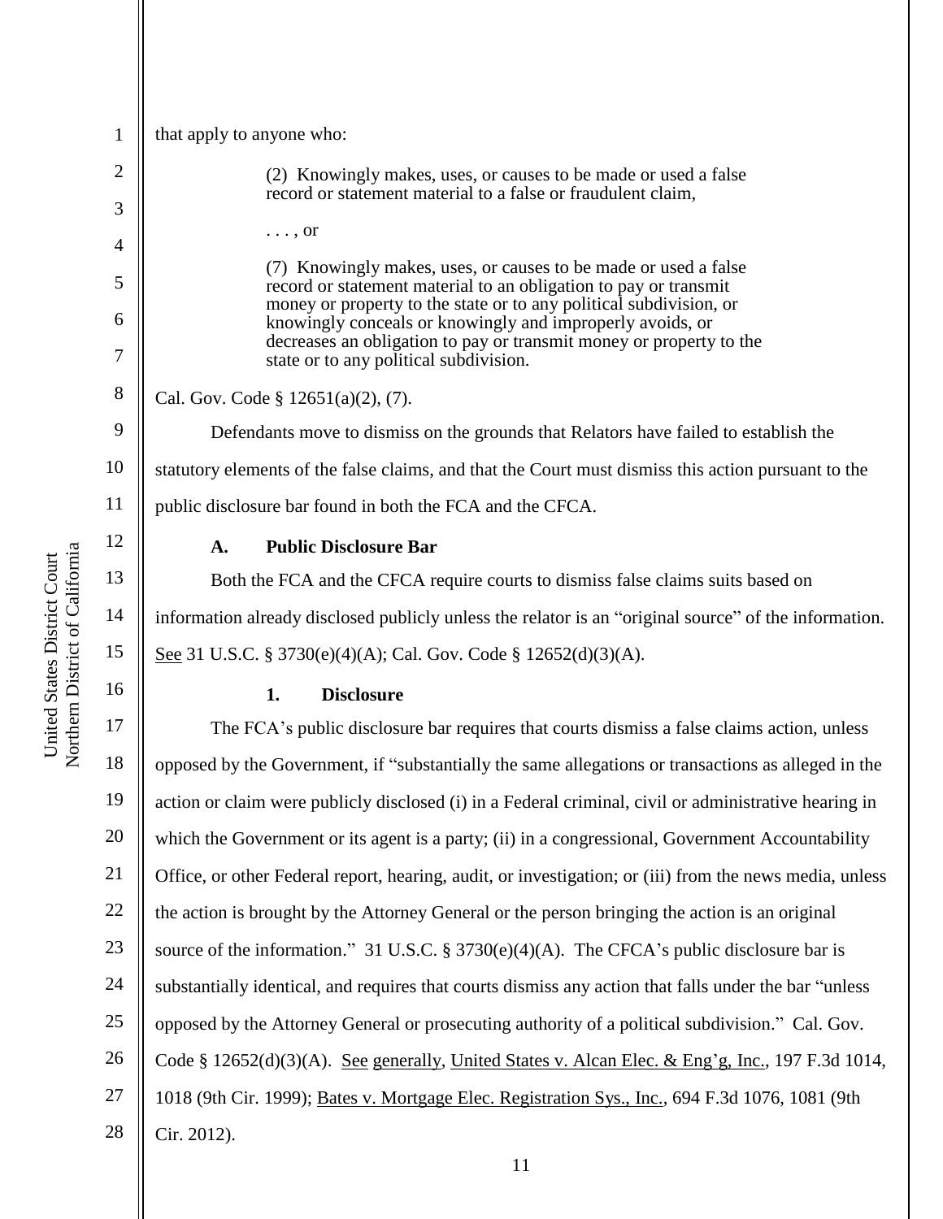that apply to anyone who:

> (2) Knowingly makes, uses, or causes to be made or used a false record or statement material to a false or fraudulent claim,
>
> . . . , or
>
> (7) Knowingly makes, uses, or causes to be made or used a false record or statement material to an obligation to pay or transmit money or property to the state or to any political subdivision, or knowingly conceals or knowingly and improperly avoids, or decreases an obligation to pay or transmit money or property to the state or to any political subdivision.

Cal. Gov. Code § 12651(a)(2), (7).

Defendants move to dismiss on the grounds that Relators have failed to establish the statutory elements of the false claims, and that the Court must dismiss this action pursuant to the public disclosure bar found in both the FCA and the CFCA.

### A. Public Disclosure Bar

Both the FCA and the CFCA require courts to dismiss false claims suits based on information already disclosed publicly unless the relator is an "original source" of the information. See 31 U.S.C. § 3730(e)(4)(A); Cal. Gov. Code § 12652(d)(3)(A).

#### 1. Disclosure

The FCA's public disclosure bar requires that courts dismiss a false claims action, unless opposed by the Government, if "substantially the same allegations or transactions as alleged in the action or claim were publicly disclosed (i) in a Federal criminal, civil or administrative hearing in which the Government or its agent is a party; (ii) in a congressional, Government Accountability Office, or other Federal report, hearing, audit, or investigation; or (iii) from the news media, unless the action is brought by the Attorney General or the person bringing the action is an original source of the information." 31 U.S.C. § 3730(e)(4)(A). The CFCA's public disclosure bar is substantially identical, and requires that courts dismiss any action that falls under the bar "unless opposed by the Attorney General or prosecuting authority of a political subdivision." Cal. Gov. Code § 12652(d)(3)(A). See generally, United States v. Alcan Elec. & Eng'g, Inc., 197 F.3d 1014, 1018 (9th Cir. 1999); Bates v. Mortgage Elec. Registration Sys., Inc., 694 F.3d 1076, 1081 (9th Cir. 2012).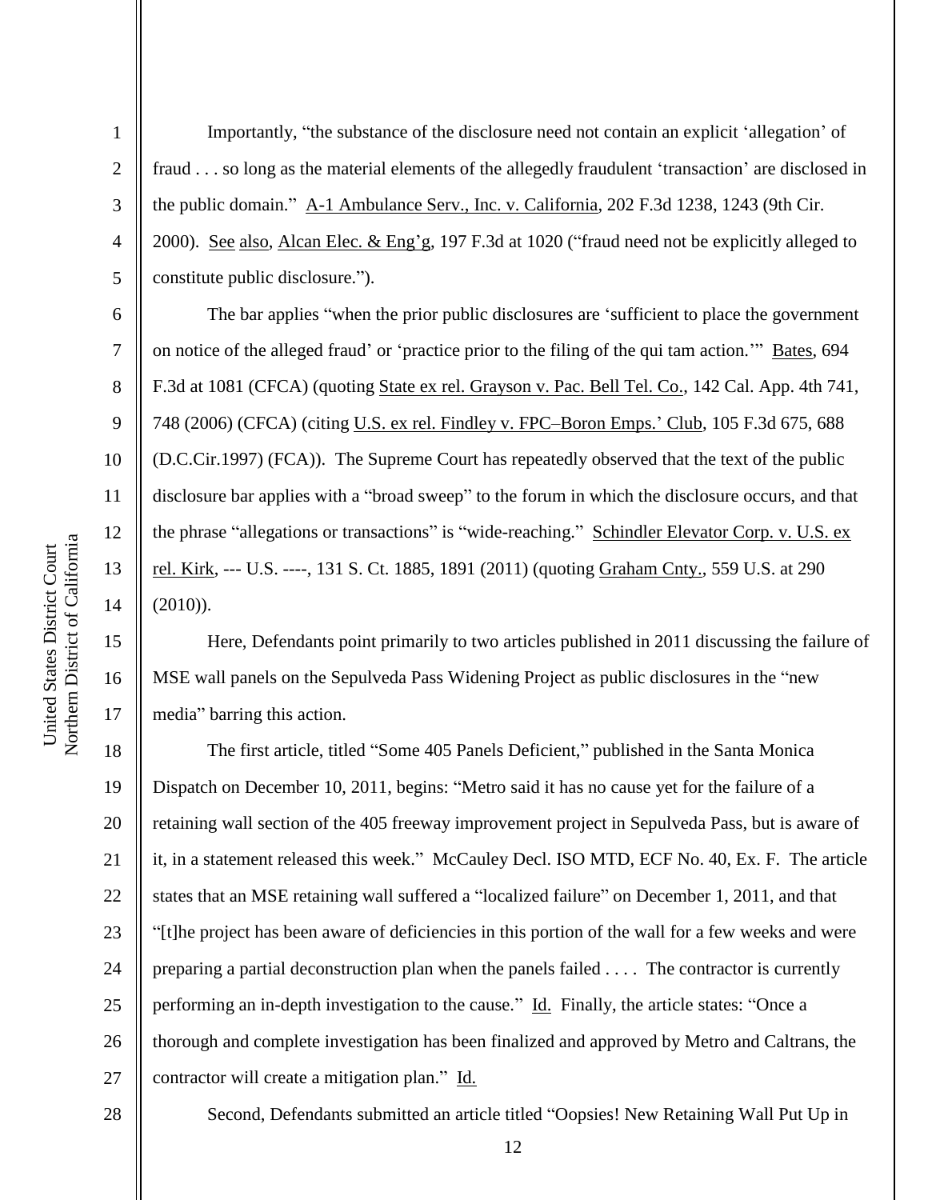Importantly, "the substance of the disclosure need not contain an explicit 'allegation' of fraud . . . so long as the material elements of the allegedly fraudulent 'transaction' are disclosed in the public domain." A-1 Ambulance Serv., Inc. v. California, 202 F.3d 1238, 1243 (9th Cir. 2000). See also, Alcan Elec. & Eng'g, 197 F.3d at 1020 ("fraud need not be explicitly alleged to constitute public disclosure.").

The bar applies "when the prior public disclosures are 'sufficient to place the government on notice of the alleged fraud' or 'practice prior to the filing of the qui tam action.'" Bates, 694 F.3d at 1081 (CFCA) (quoting State ex rel. Grayson v. Pac. Bell Tel. Co., 142 Cal. App. 4th 741, 748 (2006) (CFCA) (citing U.S. ex rel. Findley v. FPC–Boron Emps.' Club, 105 F.3d 675, 688 (D.C.Cir.1997) (FCA)). The Supreme Court has repeatedly observed that the text of the public disclosure bar applies with a "broad sweep" to the forum in which the disclosure occurs, and that the phrase "allegations or transactions" is "wide-reaching." Schindler Elevator Corp. v. U.S. ex rel. Kirk, --- U.S. ----, 131 S. Ct. 1885, 1891 (2011) (quoting Graham Cnty., 559 U.S. at 290 (2010)).

Here, Defendants point primarily to two articles published in 2011 discussing the failure of MSE wall panels on the Sepulveda Pass Widening Project as public disclosures in the "new media" barring this action.

The first article, titled "Some 405 Panels Deficient," published in the Santa Monica Dispatch on December 10, 2011, begins: "Metro said it has no cause yet for the failure of a retaining wall section of the 405 freeway improvement project in Sepulveda Pass, but is aware of it, in a statement released this week." McCauley Decl. ISO MTD, ECF No. 40, Ex. F. The article states that an MSE retaining wall suffered a "localized failure" on December 1, 2011, and that "[t]he project has been aware of deficiencies in this portion of the wall for a few weeks and were preparing a partial deconstruction plan when the panels failed . . . . The contractor is currently performing an in-depth investigation to the cause." Id. Finally, the article states: "Once a thorough and complete investigation has been finalized and approved by Metro and Caltrans, the contractor will create a mitigation plan." Id.

Second, Defendants submitted an article titled "Oopsies! New Retaining Wall Put Up in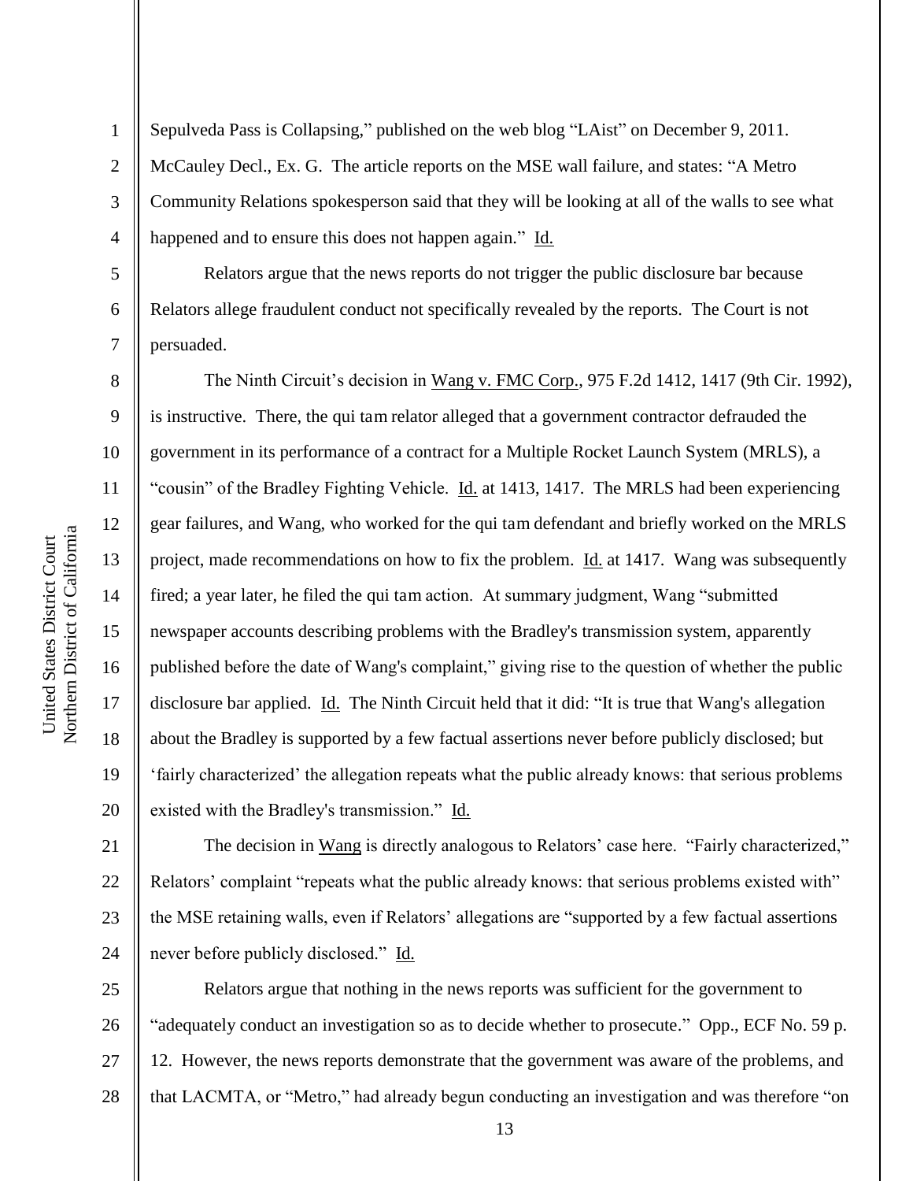Sepulveda Pass is Collapsing," published on the web blog "LAist" on December 9, 2011. McCauley Decl., Ex. G. The article reports on the MSE wall failure, and states: "A Metro Community Relations spokesperson said that they will be looking at all of the walls to see what happened and to ensure this does not happen again." Id.

Relators argue that the news reports do not trigger the public disclosure bar because Relators allege fraudulent conduct not specifically revealed by the reports. The Court is not persuaded.

The Ninth Circuit's decision in Wang v. FMC Corp., 975 F.2d 1412, 1417 (9th Cir. 1992), is instructive. There, the qui tam relator alleged that a government contractor defrauded the government in its performance of a contract for a Multiple Rocket Launch System (MRLS), a "cousin" of the Bradley Fighting Vehicle. Id. at 1413, 1417. The MRLS had been experiencing gear failures, and Wang, who worked for the qui tam defendant and briefly worked on the MRLS project, made recommendations on how to fix the problem. Id. at 1417. Wang was subsequently fired; a year later, he filed the qui tam action. At summary judgment, Wang "submitted newspaper accounts describing problems with the Bradley's transmission system, apparently published before the date of Wang's complaint," giving rise to the question of whether the public disclosure bar applied. Id. The Ninth Circuit held that it did: "It is true that Wang's allegation about the Bradley is supported by a few factual assertions never before publicly disclosed; but 'fairly characterized' the allegation repeats what the public already knows: that serious problems existed with the Bradley's transmission." Id.

The decision in Wang is directly analogous to Relators' case here. "Fairly characterized," Relators' complaint "repeats what the public already knows: that serious problems existed with" the MSE retaining walls, even if Relators' allegations are "supported by a few factual assertions never before publicly disclosed." Id.

Relators argue that nothing in the news reports was sufficient for the government to "adequately conduct an investigation so as to decide whether to prosecute." Opp., ECF No. 59 p. 12. However, the news reports demonstrate that the government was aware of the problems, and that LACMTA, or "Metro," had already begun conducting an investigation and was therefore "on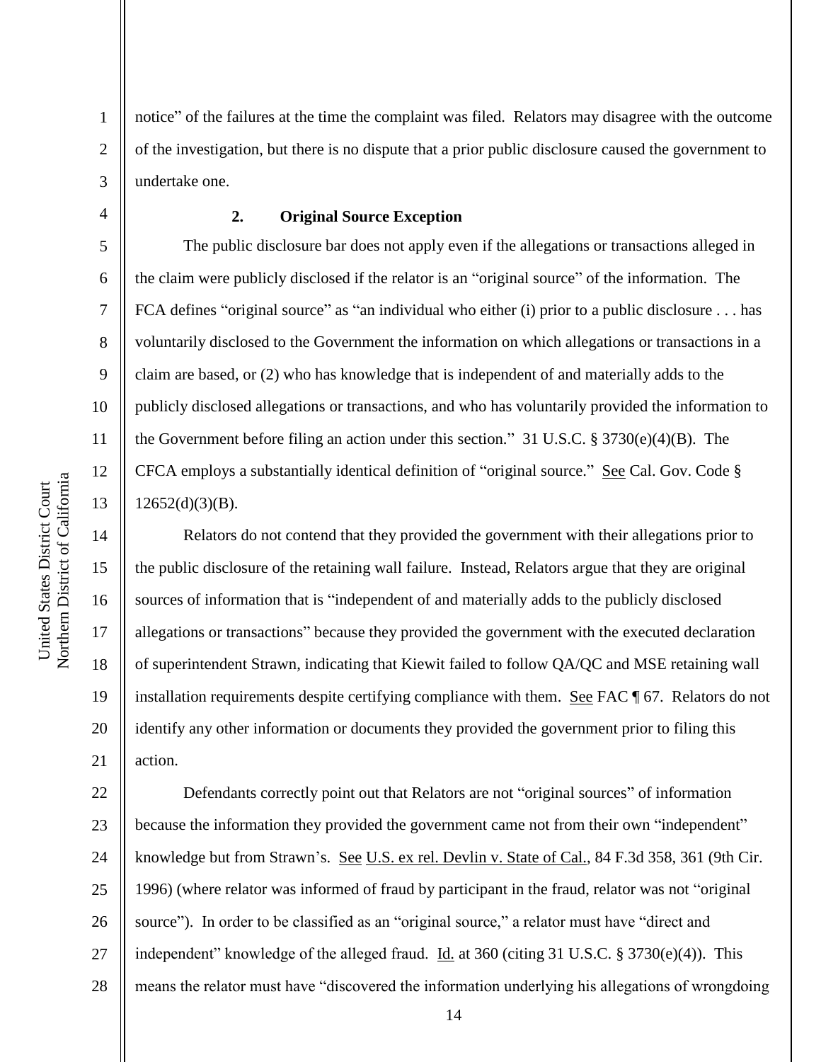notice" of the failures at the time the complaint was filed. Relators may disagree with the outcome of the investigation, but there is no dispute that a prior public disclosure caused the government to undertake one.

### 2. Original Source Exception

The public disclosure bar does not apply even if the allegations or transactions alleged in the claim were publicly disclosed if the relator is an "original source" of the information. The FCA defines "original source" as "an individual who either (i) prior to a public disclosure . . . has voluntarily disclosed to the Government the information on which allegations or transactions in a claim are based, or (2) who has knowledge that is independent of and materially adds to the publicly disclosed allegations or transactions, and who has voluntarily provided the information to the Government before filing an action under this section." 31 U.S.C. § 3730(e)(4)(B). The CFCA employs a substantially identical definition of "original source." See Cal. Gov. Code § 12652(d)(3)(B).

Relators do not contend that they provided the government with their allegations prior to the public disclosure of the retaining wall failure. Instead, Relators argue that they are original sources of information that is "independent of and materially adds to the publicly disclosed allegations or transactions" because they provided the government with the executed declaration of superintendent Strawn, indicating that Kiewit failed to follow QA/QC and MSE retaining wall installation requirements despite certifying compliance with them. See FAC ¶ 67. Relators do not identify any other information or documents they provided the government prior to filing this action.

Defendants correctly point out that Relators are not "original sources" of information because the information they provided the government came not from their own "independent" knowledge but from Strawn's. See U.S. ex rel. Devlin v. State of Cal., 84 F.3d 358, 361 (9th Cir. 1996) (where relator was informed of fraud by participant in the fraud, relator was not "original source"). In order to be classified as an "original source," a relator must have "direct and independent" knowledge of the alleged fraud. Id. at 360 (citing 31 U.S.C. § 3730(e)(4)). This means the relator must have "discovered the information underlying his allegations of wrongdoing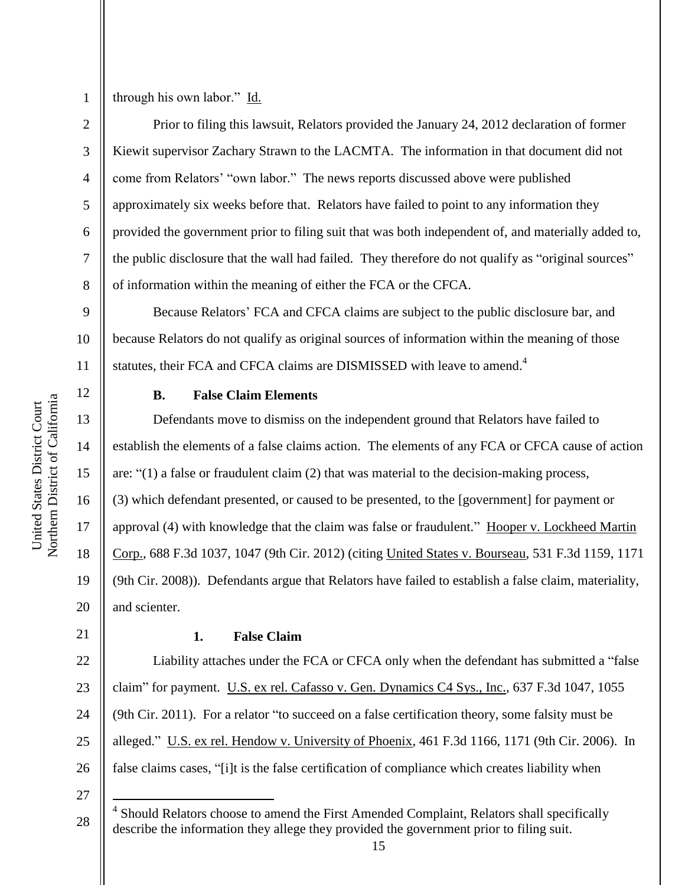through his own labor." Id.

Prior to filing this lawsuit, Relators provided the January 24, 2012 declaration of former Kiewit supervisor Zachary Strawn to the LACMTA. The information in that document did not come from Relators' "own labor." The news reports discussed above were published approximately six weeks before that. Relators have failed to point to any information they provided the government prior to filing suit that was both independent of, and materially added to, the public disclosure that the wall had failed. They therefore do not qualify as "original sources" of information within the meaning of either the FCA or the CFCA.

Because Relators' FCA and CFCA claims are subject to the public disclosure bar, and because Relators do not qualify as original sources of information within the meaning of those statutes, their FCA and CFCA claims are DISMISSED with leave to amend.[4]

### B. False Claim Elements

Defendants move to dismiss on the independent ground that Relators have failed to establish the elements of a false claims action. The elements of any FCA or CFCA cause of action are: "(1) a false or fraudulent claim (2) that was material to the decision-making process, (3) which defendant presented, or caused to be presented, to the [government] for payment or approval (4) with knowledge that the claim was false or fraudulent." Hooper v. Lockheed Martin Corp., 688 F.3d 1037, 1047 (9th Cir. 2012) (citing United States v. Bourseau, 531 F.3d 1159, 1171 (9th Cir. 2008)). Defendants argue that Relators have failed to establish a false claim, materiality, and scienter.

#### 1. False Claim

Liability attaches under the FCA or CFCA only when the defendant has submitted a "false claim" for payment. U.S. ex rel. Cafasso v. Gen. Dynamics C4 Sys., Inc., 637 F.3d 1047, 1055 (9th Cir. 2011). For a relator "to succeed on a false certification theory, some falsity must be alleged." U.S. ex rel. Hendow v. University of Phoenix, 461 F.3d 1166, 1171 (9th Cir. 2006). In false claims cases, "[i]t is the false certification of compliance which creates liability when

---

[4] Should Relators choose to amend the First Amended Complaint, Relators shall specifically describe the information they allege they provided the government prior to filing suit.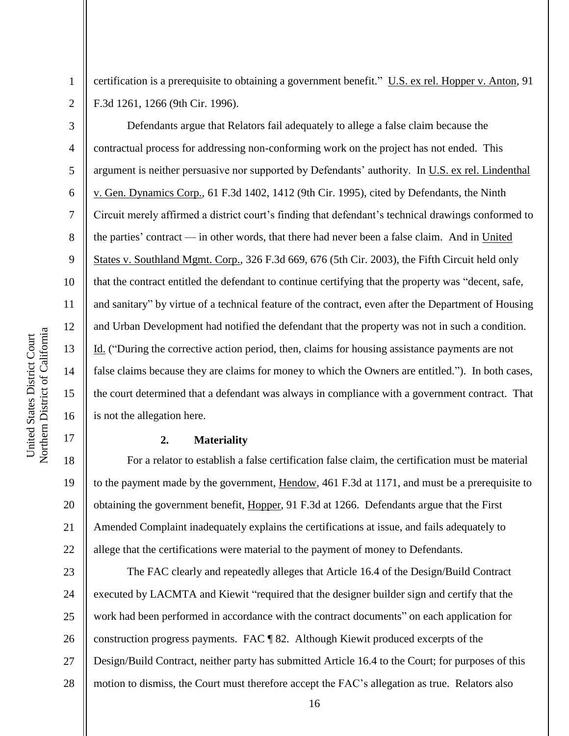certification is a prerequisite to obtaining a government benefit." U.S. ex rel. Hopper v. Anton, 91 F.3d 1261, 1266 (9th Cir. 1996).

Defendants argue that Relators fail adequately to allege a false claim because the contractual process for addressing non-conforming work on the project has not ended. This argument is neither persuasive nor supported by Defendants' authority. In U.S. ex rel. Lindenthal v. Gen. Dynamics Corp., 61 F.3d 1402, 1412 (9th Cir. 1995), cited by Defendants, the Ninth Circuit merely affirmed a district court's finding that defendant's technical drawings conformed to the parties' contract — in other words, that there had never been a false claim. And in United States v. Southland Mgmt. Corp., 326 F.3d 669, 676 (5th Cir. 2003), the Fifth Circuit held only that the contract entitled the defendant to continue certifying that the property was "decent, safe, and sanitary" by virtue of a technical feature of the contract, even after the Department of Housing and Urban Development had notified the defendant that the property was not in such a condition. Id. ("During the corrective action period, then, claims for housing assistance payments are not false claims because they are claims for money to which the Owners are entitled."). In both cases, the court determined that a defendant was always in compliance with a government contract. That is not the allegation here.

**2. Materiality**

For a relator to establish a false certification false claim, the certification must be material to the payment made by the government, Hendow, 461 F.3d at 1171, and must be a prerequisite to obtaining the government benefit, Hopper, 91 F.3d at 1266. Defendants argue that the First Amended Complaint inadequately explains the certifications at issue, and fails adequately to allege that the certifications were material to the payment of money to Defendants.

The FAC clearly and repeatedly alleges that Article 16.4 of the Design/Build Contract executed by LACMTA and Kiewit "required that the designer builder sign and certify that the work had been performed in accordance with the contract documents" on each application for construction progress payments. FAC ¶ 82. Although Kiewit produced excerpts of the Design/Build Contract, neither party has submitted Article 16.4 to the Court; for purposes of this motion to dismiss, the Court must therefore accept the FAC's allegation as true. Relators also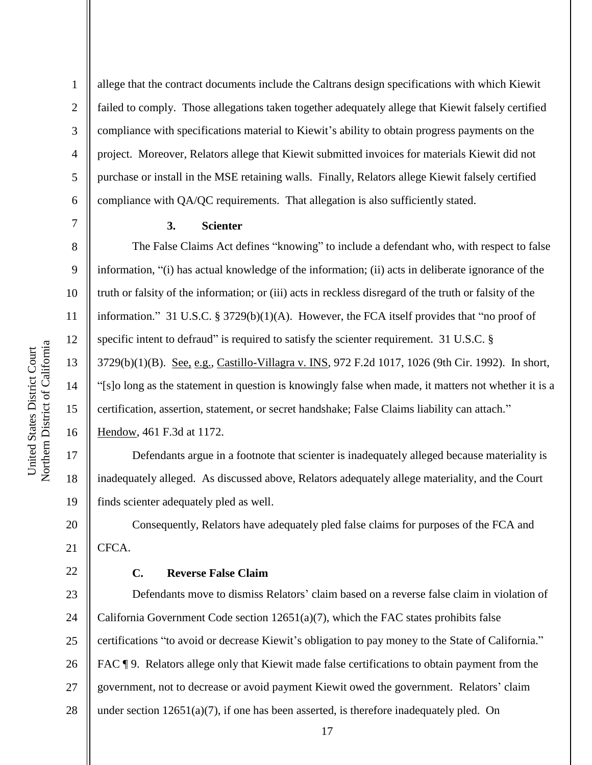allege that the contract documents include the Caltrans design specifications with which Kiewit failed to comply. Those allegations taken together adequately allege that Kiewit falsely certified compliance with specifications material to Kiewit's ability to obtain progress payments on the project. Moreover, Relators allege that Kiewit submitted invoices for materials Kiewit did not purchase or install in the MSE retaining walls. Finally, Relators allege Kiewit falsely certified compliance with QA/QC requirements. That allegation is also sufficiently stated.

### 3. Scienter

The False Claims Act defines "knowing" to include a defendant who, with respect to false information, "(i) has actual knowledge of the information; (ii) acts in deliberate ignorance of the truth or falsity of the information; or (iii) acts in reckless disregard of the truth or falsity of the information." 31 U.S.C. § 3729(b)(1)(A). However, the FCA itself provides that "no proof of specific intent to defraud" is required to satisfy the scienter requirement. 31 U.S.C. § 3729(b)(1)(B). See, e.g., Castillo-Villagra v. INS, 972 F.2d 1017, 1026 (9th Cir. 1992). In short, "[s]o long as the statement in question is knowingly false when made, it matters not whether it is a certification, assertion, statement, or secret handshake; False Claims liability can attach." Hendow, 461 F.3d at 1172.

Defendants argue in a footnote that scienter is inadequately alleged because materiality is inadequately alleged. As discussed above, Relators adequately allege materiality, and the Court finds scienter adequately pled as well.

Consequently, Relators have adequately pled false claims for purposes of the FCA and CFCA.

### C. Reverse False Claim

Defendants move to dismiss Relators' claim based on a reverse false claim in violation of California Government Code section 12651(a)(7), which the FAC states prohibits false certifications "to avoid or decrease Kiewit's obligation to pay money to the State of California." FAC ¶ 9. Relators allege only that Kiewit made false certifications to obtain payment from the government, not to decrease or avoid payment Kiewit owed the government. Relators' claim under section 12651(a)(7), if one has been asserted, is therefore inadequately pled. On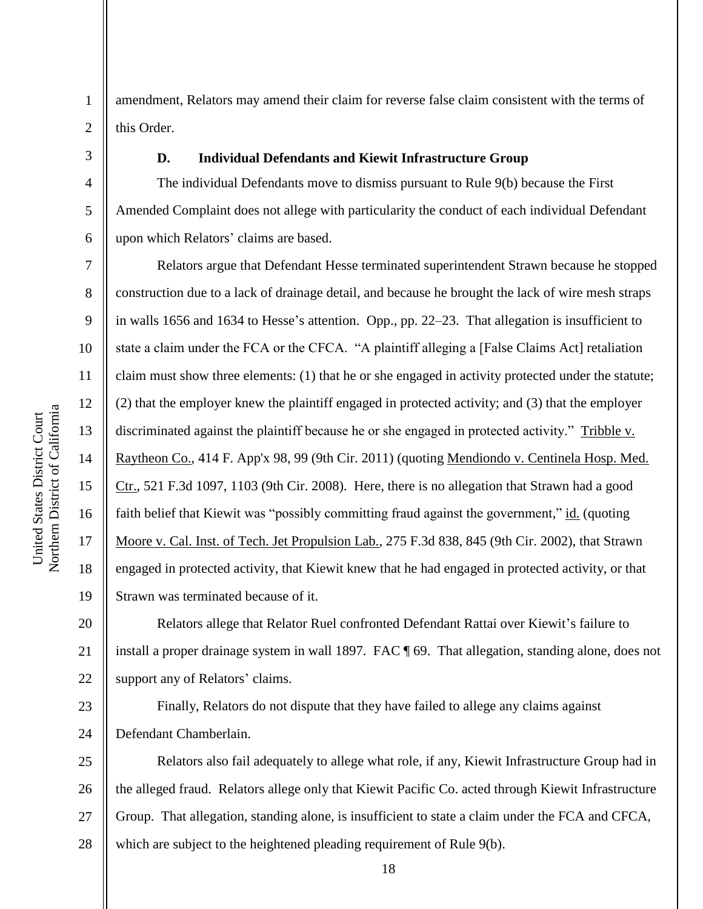amendment, Relators may amend their claim for reverse false claim consistent with the terms of this Order.

### D. Individual Defendants and Kiewit Infrastructure Group

The individual Defendants move to dismiss pursuant to Rule 9(b) because the First Amended Complaint does not allege with particularity the conduct of each individual Defendant upon which Relators' claims are based.

Relators argue that Defendant Hesse terminated superintendent Strawn because he stopped construction due to a lack of drainage detail, and because he brought the lack of wire mesh straps in walls 1656 and 1634 to Hesse's attention. Opp., pp. 22–23. That allegation is insufficient to state a claim under the FCA or the CFCA. "A plaintiff alleging a [False Claims Act] retaliation claim must show three elements: (1) that he or she engaged in activity protected under the statute; (2) that the employer knew the plaintiff engaged in protected activity; and (3) that the employer discriminated against the plaintiff because he or she engaged in protected activity." Tribble v. Raytheon Co., 414 F. App'x 98, 99 (9th Cir. 2011) (quoting Mendiondo v. Centinela Hosp. Med. Ctr., 521 F.3d 1097, 1103 (9th Cir. 2008). Here, there is no allegation that Strawn had a good faith belief that Kiewit was "possibly committing fraud against the government," id. (quoting Moore v. Cal. Inst. of Tech. Jet Propulsion Lab., 275 F.3d 838, 845 (9th Cir. 2002), that Strawn engaged in protected activity, that Kiewit knew that he had engaged in protected activity, or that Strawn was terminated because of it.

Relators allege that Relator Ruel confronted Defendant Rattai over Kiewit's failure to install a proper drainage system in wall 1897. FAC ¶ 69. That allegation, standing alone, does not support any of Relators' claims.

Finally, Relators do not dispute that they have failed to allege any claims against Defendant Chamberlain.

Relators also fail adequately to allege what role, if any, Kiewit Infrastructure Group had in the alleged fraud. Relators allege only that Kiewit Pacific Co. acted through Kiewit Infrastructure Group. That allegation, standing alone, is insufficient to state a claim under the FCA and CFCA, which are subject to the heightened pleading requirement of Rule 9(b).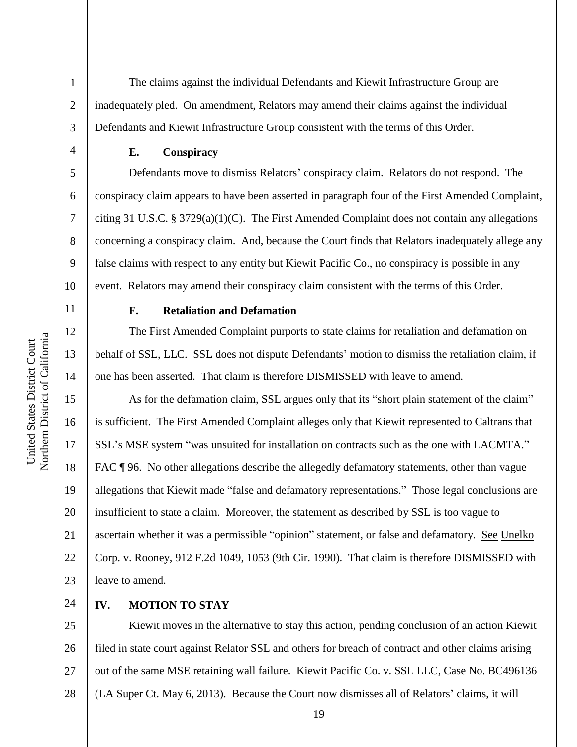The claims against the individual Defendants and Kiewit Infrastructure Group are inadequately pled. On amendment, Relators may amend their claims against the individual Defendants and Kiewit Infrastructure Group consistent with the terms of this Order.

### E. Conspiracy

Defendants move to dismiss Relators' conspiracy claim. Relators do not respond. The conspiracy claim appears to have been asserted in paragraph four of the First Amended Complaint, citing 31 U.S.C. § 3729(a)(1)(C). The First Amended Complaint does not contain any allegations concerning a conspiracy claim. And, because the Court finds that Relators inadequately allege any false claims with respect to any entity but Kiewit Pacific Co., no conspiracy is possible in any event. Relators may amend their conspiracy claim consistent with the terms of this Order.

### F. Retaliation and Defamation

The First Amended Complaint purports to state claims for retaliation and defamation on behalf of SSL, LLC. SSL does not dispute Defendants' motion to dismiss the retaliation claim, if one has been asserted. That claim is therefore DISMISSED with leave to amend.

As for the defamation claim, SSL argues only that its "short plain statement of the claim" is sufficient. The First Amended Complaint alleges only that Kiewit represented to Caltrans that SSL's MSE system "was unsuited for installation on contracts such as the one with LACMTA." FAC ¶ 96. No other allegations describe the allegedly defamatory statements, other than vague allegations that Kiewit made "false and defamatory representations." Those legal conclusions are insufficient to state a claim. Moreover, the statement as described by SSL is too vague to ascertain whether it was a permissible "opinion" statement, or false and defamatory. See Unelko Corp. v. Rooney, 912 F.2d 1049, 1053 (9th Cir. 1990). That claim is therefore DISMISSED with leave to amend.

## IV. MOTION TO STAY

Kiewit moves in the alternative to stay this action, pending conclusion of an action Kiewit filed in state court against Relator SSL and others for breach of contract and other claims arising out of the same MSE retaining wall failure. Kiewit Pacific Co. v. SSL LLC, Case No. BC496136 (LA Super Ct. May 6, 2013). Because the Court now dismisses all of Relators' claims, it will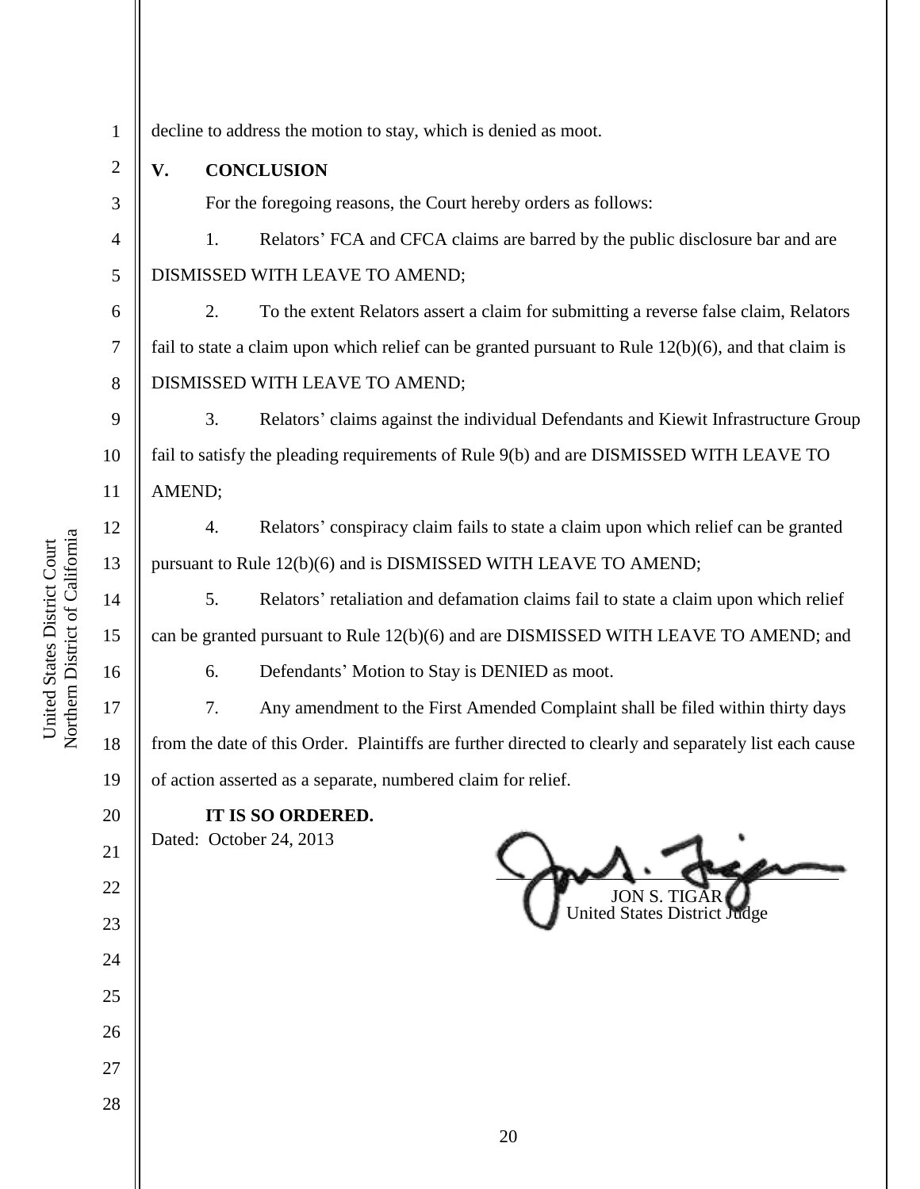decline to address the motion to stay, which is denied as moot.

## V. CONCLUSION

For the foregoing reasons, the Court hereby orders as follows:

1. Relators' FCA and CFCA claims are barred by the public disclosure bar and are DISMISSED WITH LEAVE TO AMEND;

2. To the extent Relators assert a claim for submitting a reverse false claim, Relators fail to state a claim upon which relief can be granted pursuant to Rule 12(b)(6), and that claim is DISMISSED WITH LEAVE TO AMEND;

3. Relators' claims against the individual Defendants and Kiewit Infrastructure Group fail to satisfy the pleading requirements of Rule 9(b) and are DISMISSED WITH LEAVE TO AMEND;

4. Relators' conspiracy claim fails to state a claim upon which relief can be granted pursuant to Rule 12(b)(6) and is DISMISSED WITH LEAVE TO AMEND;

5. Relators' retaliation and defamation claims fail to state a claim upon which relief can be granted pursuant to Rule 12(b)(6) and are DISMISSED WITH LEAVE TO AMEND; and

6. Defendants' Motion to Stay is DENIED as moot.

7. Any amendment to the First Amended Complaint shall be filed within thirty days from the date of this Order. Plaintiffs are further directed to clearly and separately list each cause of action asserted as a separate, numbered claim for relief.

**IT IS SO ORDERED.**

Dated: October 24, 2013

JON S. TIGAR
United States District Judge